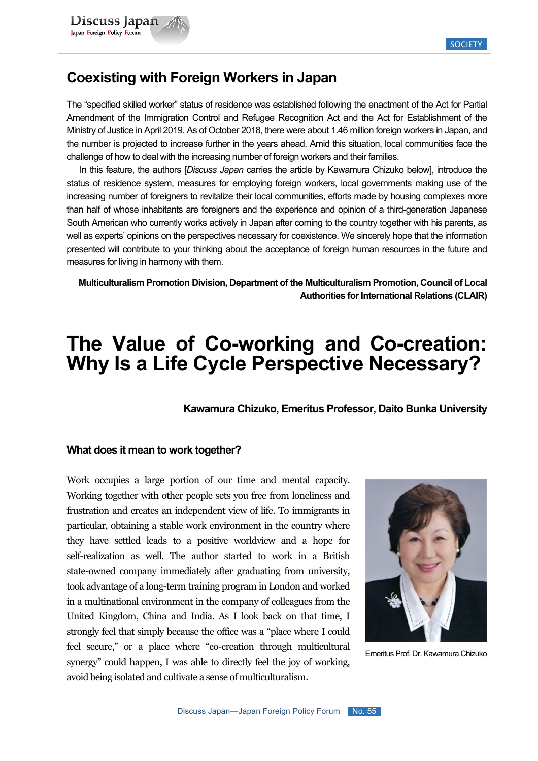SOCIETY

# Coexisting with Foreign Workers in Japan

The "specified skilled worker" status of residence was established following the enactment of the Act for Partial Amendment of the Immigration Control and Refugee Recognition Act and the Act for Establishment of the Ministry of Justice in April 2019. As of October 2018, there were about 1.46 million foreign workers in Japan, and the number is projected to increase further in the years ahead. Amid this situation, local communities face the challenge of how to deal with the increasing number of foreign workers and their families.

In this feature, the authors [*Discuss Japan* carries the article by Kawamura Chizuko below], introduce the status of residence system, measures for employing foreign workers, local governments making use of the increasing number of foreigners to revitalize their local communities, efforts made by housing complexes more than half of whose inhabitants are foreigners and the experience and opinion of a third-generation Japanese South American who currently works actively in Japan after coming to the country together with his parents, as well as experts' opinions on the perspectives necessary for coexistence. We sincerely hope that the information presented will contribute to your thinking about the acceptance of foreign human resources in the future and measures for living in harmony with them.

**Multiculturalism Promotion Division, Department of the Multiculturalism Promotion, Council of Local Authorities for International Relations (CLAIR)**

# The Value of Co-working and Co-creation: Why Is a Life Cycle Perspective Necessary?

**Kawamura Chizuko, Emeritus Professor, Daito Bunka University**

### What does it mean to work together?

Work occupies a large portion of our time and mental capacity. Working together with other people sets you free from loneliness and frustration and creates an independent view of life. To immigrants in particular, obtaining a stable work environment in the country where they have settled leads to a positive worldview and a hope for self-realization as well. The author started to work in a British state-owned company immediately after graduating from university, took advantage of a long-term training program in London and worked in a multinational environment in the company of colleagues from the United Kingdom, China and India. As I look back on that time, I strongly feel that simply because the office was a "place where I could feel secure," or a place where "co-creation through multicultural synergy" could happen, I was able to directly feel the joy of working, avoid being isolated and cultivate a sense of multiculturalism.

Emeritus Prof. Dr. Kawamura Chizuko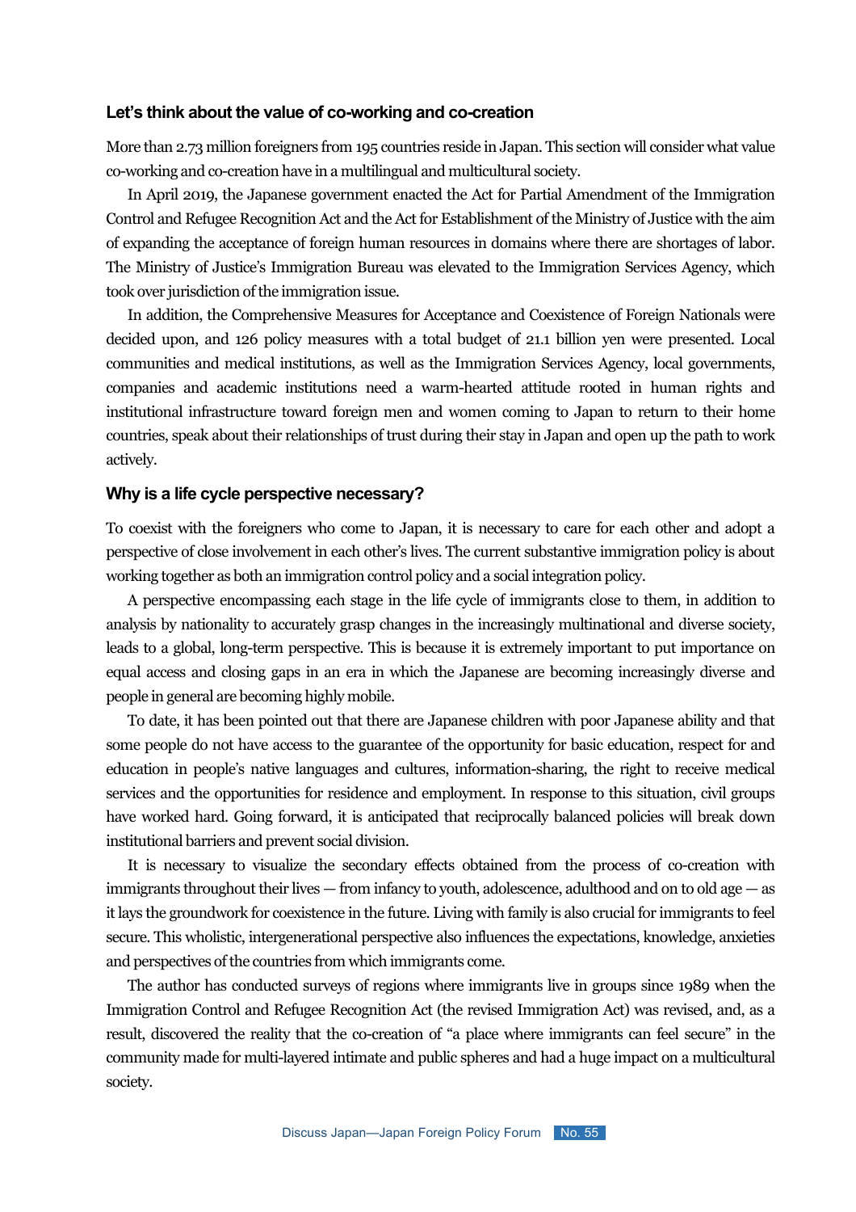## Let's think about the value of co-working and co-creation

More than 2.73 million foreigners from 195 countries reside in Japan. This section will consider what value co-working and co-creation have in a multilingual and multicultural society.

In April 2019, the Japanese government enacted the Act for Partial Amendment of the Immigration Control and Refugee Recognition Act and the Act for Establishment of the Ministry of Justice with the aim of expanding the acceptance of foreign human resources in domains where there are shortages of labor. The Ministry of Justice's Immigration Bureau was elevated to the Immigration Services Agency, which took over jurisdiction of the immigration issue.

In addition, the Comprehensive Measures for Acceptance and Coexistence of Foreign Nationals were decided upon, and 126 policy measures with a total budget of 21.1 billion yen were presented. Local communities and medical institutions, as well as the Immigration Services Agency, local governments, companies and academic institutions need a warm-hearted attitude rooted in human rights and institutional infrastructure toward foreign men and women coming to Japan to return to their home countries, speak about their relationships of trust during their stay in Japan and open up the path to work actively.

## Why is a life cycle perspective necessary?

To coexist with the foreigners who come to Japan, it is necessary to care for each other and adopt a perspective of close involvement in each other's lives. The current substantive immigration policy is about working together as both an immigration control policy and a social integration policy.

A perspective encompassing each stage in the life cycle of immigrants close to them, in addition to analysis by nationality to accurately grasp changes in the increasingly multinational and diverse society, leads to a global, long-term perspective. This is because it is extremely important to put importance on equal access and closing gaps in an era in which the Japanese are becoming increasingly diverse and people in general are becoming highly mobile.

To date, it has been pointed out that there are Japanese children with poor Japanese ability and that some people do not have access to the guarantee of the opportunity for basic education, respect for and education in people's native languages and cultures, information-sharing, the right to receive medical services and the opportunities for residence and employment. In response to this situation, civil groups have worked hard. Going forward, it is anticipated that reciprocally balanced policies will break down institutional barriers and prevent social division.

It is necessary to visualize the secondary effects obtained from the process of co-creation with immigrants throughout their lives — from infancy to youth, adolescence, adulthood and on to old age — as it lays the groundwork for coexistence in the future. Living with family is also crucial for immigrants to feel secure. This wholistic, intergenerational perspective also influences the expectations, knowledge, anxieties and perspectives of the countries from which immigrants come.

The author has conducted surveys of regions where immigrants live in groups since 1989 when the Immigration Control and Refugee Recognition Act (the revised Immigration Act) was revised, and, as a result, discovered the reality that the co-creation of "a place where immigrants can feel secure" in the community made for multi-layered intimate and public spheres and had a huge impact on a multicultural society.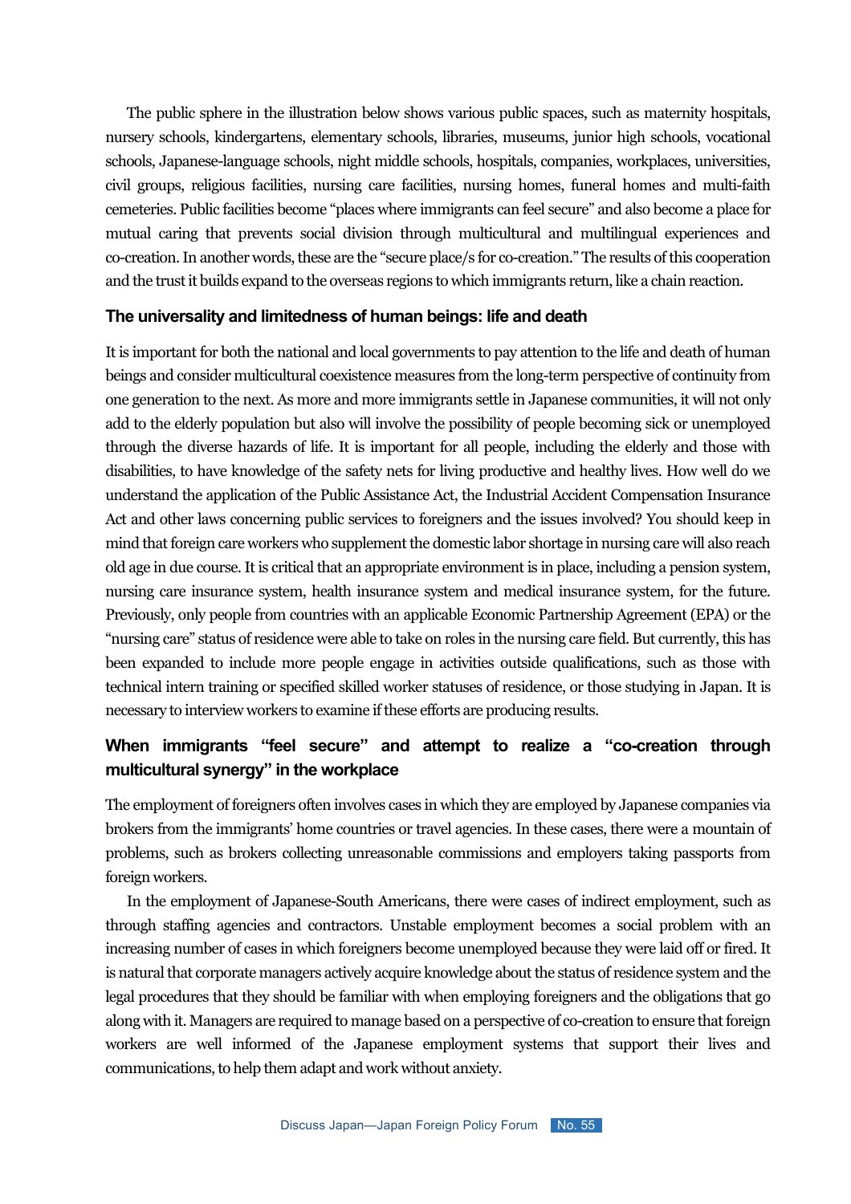The public sphere in the illustration below shows various public spaces, such as maternity hospitals, nursery schools, kindergartens, elementary schools, libraries, museums, junior high schools, vocational schools, Japanese-language schools, night middle schools, hospitals, companies, workplaces, universities, civil groups, religious facilities, nursing care facilities, nursing homes, funeral homes and multi-faith cemeteries. Public facilities become "places where immigrants can feel secure" and also become a place for mutual caring that prevents social division through multicultural and multilingual experiences and co-creation. In another words, these are the "secure place/s for co-creation." The results of this cooperation and the trust it builds expand to the overseas regions to which immigrants return, like a chain reaction.

### The universality and limitedness of human beings: life and death

It is important for both the national and local governments to pay attention to the life and death of human beings and consider multicultural coexistence measures from the long-term perspective of continuity from one generation to the next. As more and more immigrants settle in Japanese communities, it will not only add to the elderly population but also will involve the possibility of people becoming sick or unemployed through the diverse hazards of life. It is important for all people, including the elderly and those with disabilities, to have knowledge of the safety nets for living productive and healthy lives. How well do we understand the application of the Public Assistance Act, the Industrial Accident Compensation Insurance Act and other laws concerning public services to foreigners and the issues involved? You should keep in mind that foreign care workers who supplement the domestic labor shortage in nursing care will also reach old age in due course. It is critical that an appropriate environment is in place, including a pension system, nursing care insurance system, health insurance system and medical insurance system, for the future. Previously, only people from countries with an applicable Economic Partnership Agreement (EPA) or the "nursing care" status of residence were able to take on roles in the nursing care field. But currently, this has been expanded to include more people engage in activities outside qualifications, such as those with technical intern training or specified skilled worker statuses of residence, or those studying in Japan. It is necessary to interview workers to examine if these efforts are producing results.

### When immigrants "feel secure" and attempt to realize a "co-creation through multicultural synergy" in the workplace

The employment of foreigners often involves cases in which they are employed by Japanese companies via brokers from the immigrants' home countries or travel agencies. In these cases, there were a mountain of problems, such as brokers collecting unreasonable commissions and employers taking passports from foreign workers.

In the employment of Japanese-South Americans, there were cases of indirect employment, such as through staffing agencies and contractors. Unstable employment becomes a social problem with an increasing number of cases in which foreigners become unemployed because they were laid off or fired. It is natural that corporate managers actively acquire knowledge about the status of residence system and the legal procedures that they should be familiar with when employing foreigners and the obligations that go along with it. Managers are required to manage based on a perspective of co-creation to ensure that foreign workers are well informed of the Japanese employment systems that support their lives and communications, to help them adapt and work without anxiety.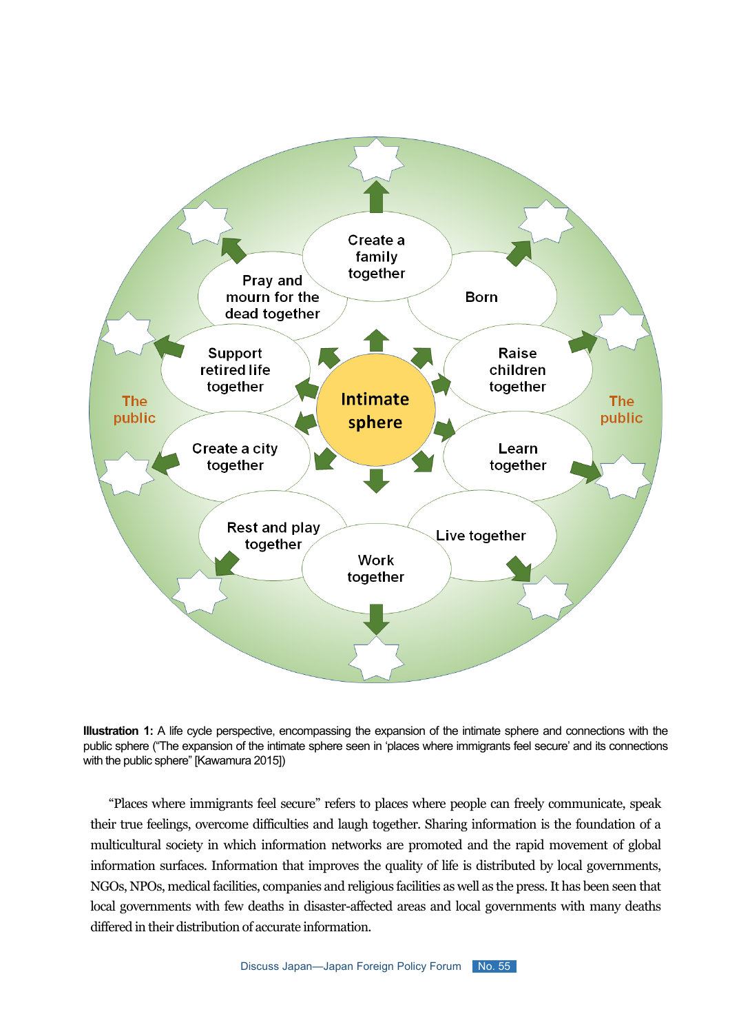The public

Create a family together

Pray and mourn for the dead together

Born

Support retired life together

Intimate sphere

Raise children together

Create a city together

Learn together

Rest and play together

Live together

Work together

The public

**Illustration 1:** A life cycle perspective, encompassing the expansion of the intimate sphere and connections with the public sphere ("The expansion of the intimate sphere seen in 'places where immigrants feel secure' and its connections with the public sphere" [Kawamura 2015])

"Places where immigrants feel secure" refers to places where people can freely communicate, speak their true feelings, overcome difficulties and laugh together. Sharing information is the foundation of a multicultural society in which information networks are promoted and the rapid movement of global information surfaces. Information that improves the quality of life is distributed by local governments, NGOs, NPOs, medical facilities, companies and religious facilities as well as the press. It has been seen that local governments with few deaths in disaster-affected areas and local governments with many deaths differed in their distribution of accurate information.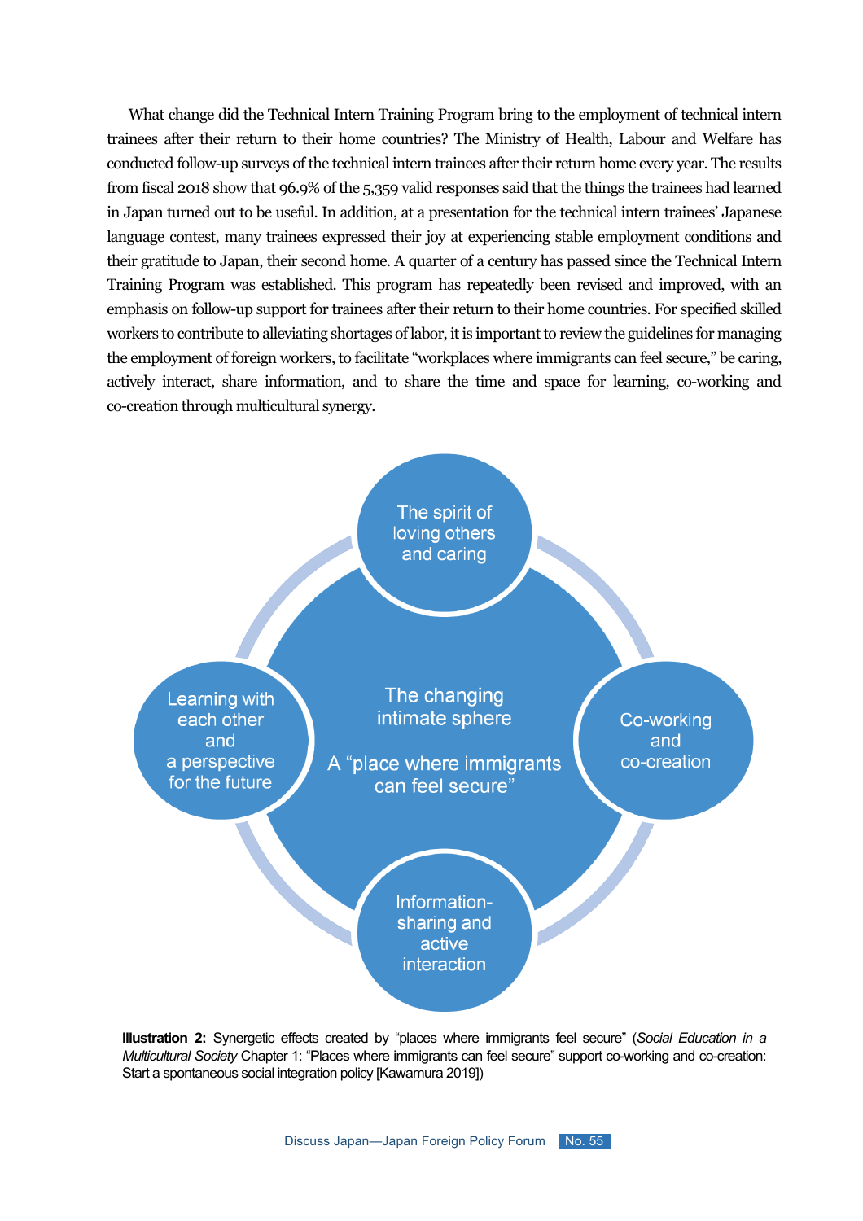What change did the Technical Intern Training Program bring to the employment of technical intern trainees after their return to their home countries? The Ministry of Health, Labour and Welfare has conducted follow-up surveys of the technical intern trainees after their return home every year. The results from fiscal 2018 show that 96.9% of the 5,359 valid responses said that the things the trainees had learned in Japan turned out to be useful. In addition, at a presentation for the technical intern trainees' Japanese language contest, many trainees expressed their joy at experiencing stable employment conditions and their gratitude to Japan, their second home. A quarter of a century has passed since the Technical Intern Training Program was established. This program has repeatedly been revised and improved, with an emphasis on follow-up support for trainees after their return to their home countries. For specified skilled workers to contribute to alleviating shortages of labor, it is important to review the guidelines for managing the employment of foreign workers, to facilitate "workplaces where immigrants can feel secure," be caring, actively interact, share information, and to share the time and space for learning, co-working and co-creation through multicultural synergy.

The spirit of loving others and caring

Learning with each other and a perspective for the future

The changing intimate sphere

A "place where immigrants can feel secure"

Co-working and co-creation

Information-sharing and active interaction

**Illustration 2:** Synergetic effects created by "places where immigrants feel secure" (*Social Education in a Multicultural Society* Chapter 1: "Places where immigrants can feel secure" support co-working and co-creation: Start a spontaneous social integration policy [Kawamura 2019])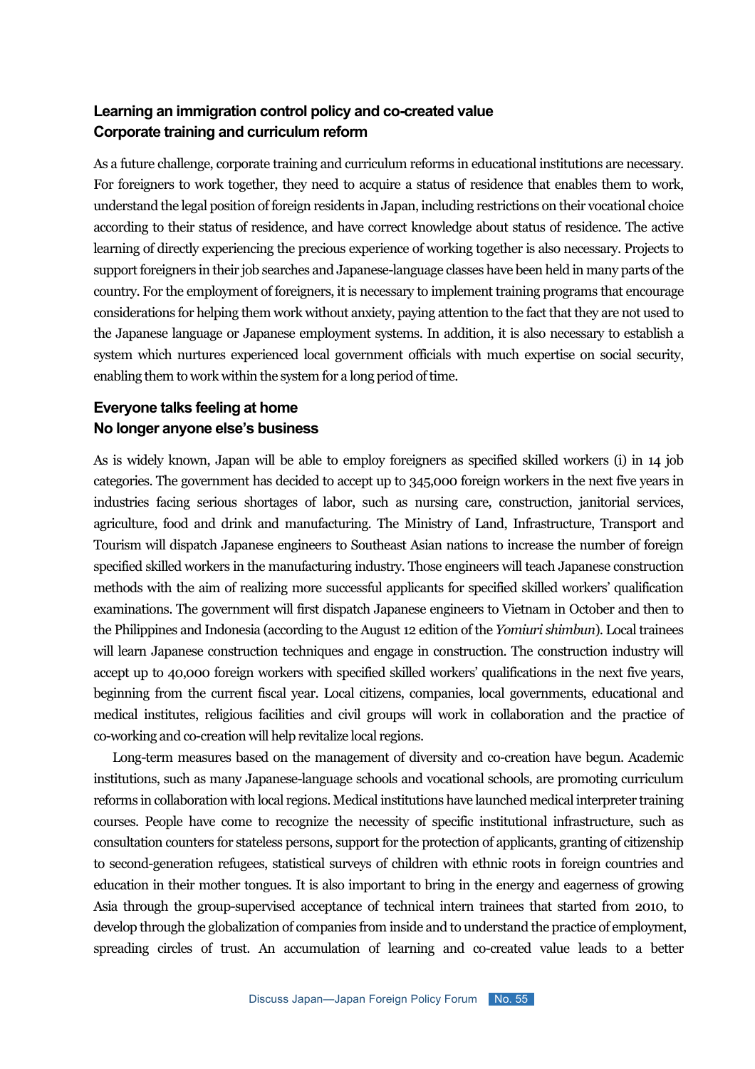### Learning an immigration control policy and co-created value
### Corporate training and curriculum reform

As a future challenge, corporate training and curriculum reforms in educational institutions are necessary. For foreigners to work together, they need to acquire a status of residence that enables them to work, understand the legal position of foreign residents in Japan, including restrictions on their vocational choice according to their status of residence, and have correct knowledge about status of residence. The active learning of directly experiencing the precious experience of working together is also necessary. Projects to support foreigners in their job searches and Japanese-language classes have been held in many parts of the country. For the employment of foreigners, it is necessary to implement training programs that encourage considerations for helping them work without anxiety, paying attention to the fact that they are not used to the Japanese language or Japanese employment systems. In addition, it is also necessary to establish a system which nurtures experienced local government officials with much expertise on social security, enabling them to work within the system for a long period of time.

### Everyone talks feeling at home
### No longer anyone else's business

As is widely known, Japan will be able to employ foreigners as specified skilled workers (i) in 14 job categories. The government has decided to accept up to 345,000 foreign workers in the next five years in industries facing serious shortages of labor, such as nursing care, construction, janitorial services, agriculture, food and drink and manufacturing. The Ministry of Land, Infrastructure, Transport and Tourism will dispatch Japanese engineers to Southeast Asian nations to increase the number of foreign specified skilled workers in the manufacturing industry. Those engineers will teach Japanese construction methods with the aim of realizing more successful applicants for specified skilled workers' qualification examinations. The government will first dispatch Japanese engineers to Vietnam in October and then to the Philippines and Indonesia (according to the August 12 edition of the *Yomiuri shimbun*). Local trainees will learn Japanese construction techniques and engage in construction. The construction industry will accept up to 40,000 foreign workers with specified skilled workers' qualifications in the next five years, beginning from the current fiscal year. Local citizens, companies, local governments, educational and medical institutes, religious facilities and civil groups will work in collaboration and the practice of co-working and co-creation will help revitalize local regions.

Long-term measures based on the management of diversity and co-creation have begun. Academic institutions, such as many Japanese-language schools and vocational schools, are promoting curriculum reforms in collaboration with local regions. Medical institutions have launched medical interpreter training courses. People have come to recognize the necessity of specific institutional infrastructure, such as consultation counters for stateless persons, support for the protection of applicants, granting of citizenship to second-generation refugees, statistical surveys of children with ethnic roots in foreign countries and education in their mother tongues. It is also important to bring in the energy and eagerness of growing Asia through the group-supervised acceptance of technical intern trainees that started from 2010, to develop through the globalization of companies from inside and to understand the practice of employment, spreading circles of trust. An accumulation of learning and co-created value leads to a better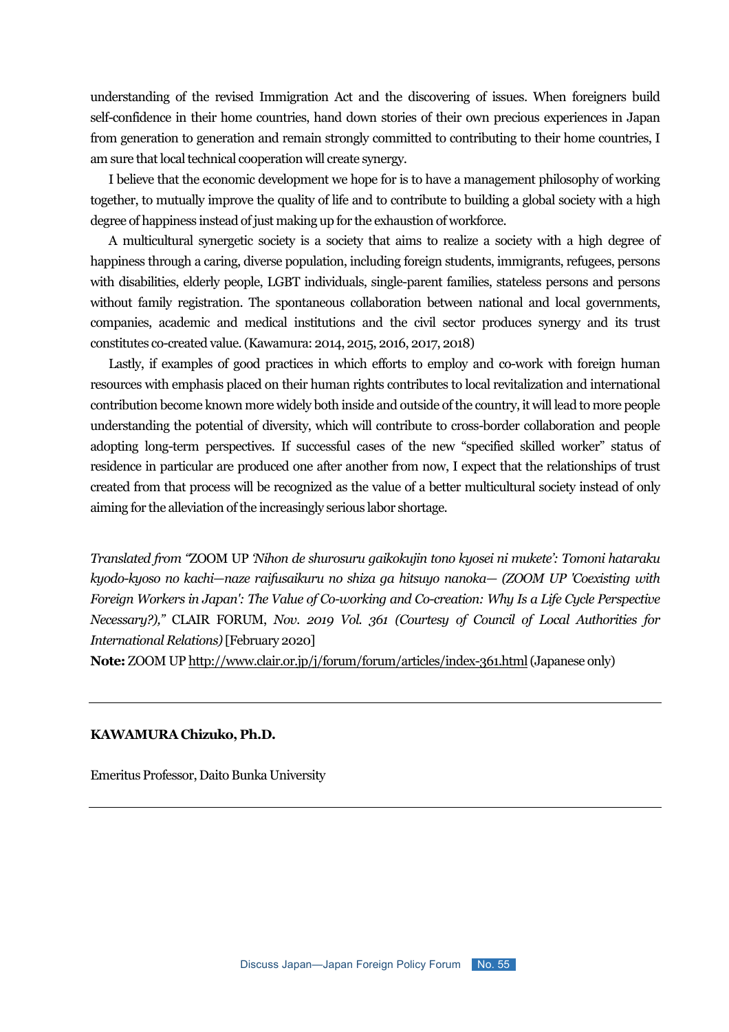understanding of the revised Immigration Act and the discovering of issues. When foreigners build self-confidence in their home countries, hand down stories of their own precious experiences in Japan from generation to generation and remain strongly committed to contributing to their home countries, I am sure that local technical cooperation will create synergy.

I believe that the economic development we hope for is to have a management philosophy of working together, to mutually improve the quality of life and to contribute to building a global society with a high degree of happiness instead of just making up for the exhaustion of workforce.

A multicultural synergetic society is a society that aims to realize a society with a high degree of happiness through a caring, diverse population, including foreign students, immigrants, refugees, persons with disabilities, elderly people, LGBT individuals, single-parent families, stateless persons and persons without family registration. The spontaneous collaboration between national and local governments, companies, academic and medical institutions and the civil sector produces synergy and its trust constitutes co-created value. (Kawamura: 2014, 2015, 2016, 2017, 2018)

Lastly, if examples of good practices in which efforts to employ and co-work with foreign human resources with emphasis placed on their human rights contributes to local revitalization and international contribution become known more widely both inside and outside of the country, it will lead to more people understanding the potential of diversity, which will contribute to cross-border collaboration and people adopting long-term perspectives. If successful cases of the new "specified skilled worker" status of residence in particular are produced one after another from now, I expect that the relationships of trust created from that process will be recognized as the value of a better multicultural society instead of only aiming for the alleviation of the increasingly serious labor shortage.

*Translated from "*ZOOM UP *'Nihon de shurosuru gaikokujin tono kyosei ni mukete': Tomoni hataraku kyodo-kyoso no kachi—naze raifusaikuru no shiza ga hitsuyo nanoka— (ZOOM UP 'Coexisting with Foreign Workers in Japan': The Value of Co-working and Co-creation: Why Is a Life Cycle Perspective Necessary?),"* CLAIR FORUM, *Nov. 2019 Vol. 361 (Courtesy of Council of Local Authorities for International Relations)* [February 2020]

**Note:** ZOOM UP http://www.clair.or.jp/j/forum/forum/articles/index-361.html (Japanese only)

---

**KAWAMURA Chizuko, Ph.D.**

Emeritus Professor, Daito Bunka University

---